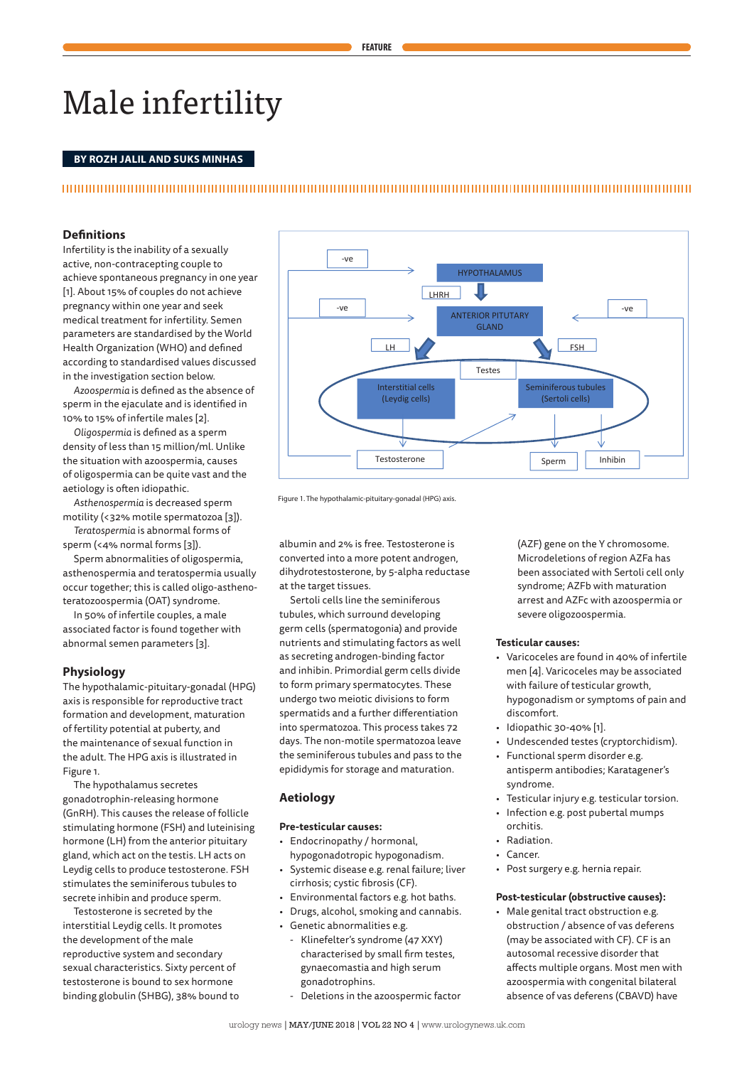FEATURE

# Male infertility

**BY ROZH JALIL AND SUKS MINHAS**

## Definitions

Infertility is the inability of a sexually active, non-contracepting couple to achieve spontaneous pregnancy in one year [1]. About 15% of couples do not achieve pregnancy within one year and seek medical treatment for infertility. Semen parameters are standardised by the World Health Organization (WHO) and defined according to standardised values discussed in the investigation section below.

*Azoospermia* is defined as the absence of sperm in the ejaculate and is identified in 10% to 15% of infertile males [2].

*Oligospermia* is defined as a sperm density of less than 15 million/ml. Unlike the situation with azoospermia, causes of oligospermia can be quite vast and the aetiology is often idiopathic.

*Asthenospermia* is decreased sperm motility (<32% motile spermatozoa [3]).

*Teratospermia* is abnormal forms of sperm (<4% normal forms [3]).

Sperm abnormalities of oligospermia, asthenospermia and teratospermia usually occur together; this is called oligo-astheno-teratozoospermia (OAT) syndrome.

In 50% of infertile couples, a male associated factor is found together with abnormal semen parameters [3].

## Physiology

The hypothalamic-pituitary-gonadal (HPG) axis is responsible for reproductive tract formation and development, maturation of fertility potential at puberty, and the maintenance of sexual function in the adult. The HPG axis is illustrated in Figure 1.

The hypothalamus secretes gonadotrophin-releasing hormone (GnRH). This causes the release of follicle stimulating hormone (FSH) and luteinising hormone (LH) from the anterior pituitary gland, which act on the testis. LH acts on Leydig cells to produce testosterone. FSH stimulates the seminiferous tubules to secrete inhibin and produce sperm.

Testosterone is secreted by the interstitial Leydig cells. It promotes the development of the male reproductive system and secondary sexual characteristics. Sixty percent of testosterone is bound to sex hormone binding globulin (SHBG), 38% bound to albumin and 2% is free. Testosterone is converted into a more potent androgen, dihydrotestosterone, by 5-alpha reductase at the target tissues.

Sertoli cells line the seminiferous tubules, which surround developing germ cells (spermatogonia) and provide nutrients and stimulating factors as well as secreting androgen-binding factor and inhibin. Primordial germ cells divide to form primary spermatocytes. These undergo two meiotic divisions to form spermatids and a further differentiation into spermatozoa. This process takes 72 days. The non-motile spermatozoa leave the seminiferous tubules and pass to the epididymis for storage and maturation.

HYPOTHALAMUS → LHRH → ANTERIOR PITUITARY GLAND → LH → Testes: Interstitial cells (Leydig cells) → Testosterone; ANTERIOR PITUITARY GLAND → FSH → Seminiferous tubules (Sertoli cells) → Sperm, Inhibin; -ve feedback loops to hypothalamus and anterior pituitary gland.

Figure 1. The hypothalamic-pituitary-gonadal (HPG) axis.

## Aetiology

### Pre-testicular causes:

- Endocrinopathy / hormonal, hypogonadotropic hypogonadism.
- Systemic disease e.g. renal failure; liver cirrhosis; cystic fibrosis (CF).
- Environmental factors e.g. hot baths.
- Drugs, alcohol, smoking and cannabis.
- Genetic abnormalities e.g.
  - Klinefelter's syndrome (47 XXY) characterised by small firm testes, gynaecomastia and high serum gonadotrophins.
  - Deletions in the azoospermic factor (AZF) gene on the Y chromosome. Microdeletions of region AZFa has been associated with Sertoli cell only syndrome; AZFb with maturation arrest and AZFc with azoospermia or severe oligozoospermia.

### Testicular causes:

- Varicoceles are found in 40% of infertile men [4]. Varicoceles may be associated with failure of testicular growth, hypogonadism or symptoms of pain and discomfort.
- Idiopathic 30-40% [1].
- Undescended testes (cryptorchidism).
- Functional sperm disorder e.g. antisperm antibodies; Karatagener's syndrome.
- Testicular injury e.g. testicular torsion.
- Infection e.g. post pubertal mumps orchitis.
- Radiation.
- Cancer.
- Post surgery e.g. hernia repair.

### Post-testicular (obstructive causes):

- Male genital tract obstruction e.g. obstruction / absence of vas deferens (may be associated with CF). CF is an autosomal recessive disorder that affects multiple organs. Most men with azoospermia with congenital bilateral absence of vas deferens (CBAVD) have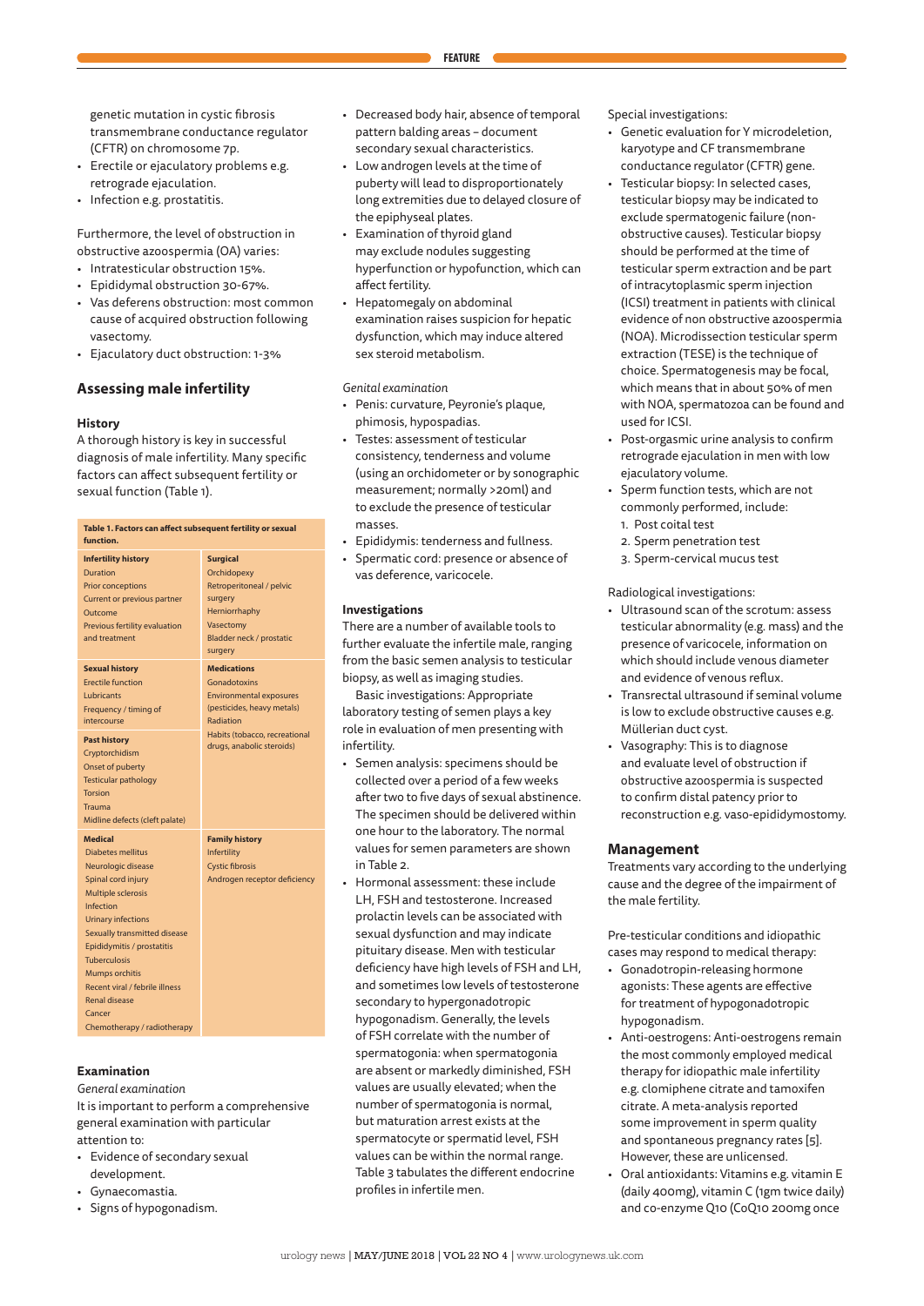genetic mutation in cystic fibrosis transmembrane conductance regulator (CFTR) on chromosome 7p.

- Erectile or ejaculatory problems e.g. retrograde ejaculation.
- Infection e.g. prostatitis.

Furthermore, the level of obstruction in obstructive azoospermia (OA) varies:

- Intratesticular obstruction 15%.
- Epididymal obstruction 30-67%.
- Vas deferens obstruction: most common cause of acquired obstruction following vasectomy.
- Ejaculatory duct obstruction: 1-3%

## Assessing male infertility

### History

A thorough history is key in successful diagnosis of male infertility. Many specific factors can affect subsequent fertility or sexual function (Table 1).

**Table 1. Factors can affect subsequent fertility or sexual function.**

| | |
|---|---|
| **Infertility history**<br>Duration<br>Prior conceptions<br>Current or previous partner<br>Outcome<br>Previous fertility evaluation and treatment | **Surgical**<br>Orchidopexy<br>Retroperitoneal / pelvic surgery<br>Herniorrhaphy<br>Vasectomy<br>Bladder neck / prostatic surgery |
| **Sexual history**<br>Erectile function<br>Lubricants<br>Frequency / timing of intercourse<br>**Past history**<br>Cryptorchidism<br>Onset of puberty<br>Testicular pathology<br>Torsion<br>Trauma<br>Midline defects (cleft palate) | **Medications**<br>Gonadotoxins<br>Environmental exposures (pesticides, heavy metals)<br>Radiation<br>Habits (tobacco, recreational drugs, anabolic steroids) |
| **Medical**<br>Diabetes mellitus<br>Neurologic disease<br>Spinal cord injury<br>Multiple sclerosis<br>Infection<br>Urinary infections<br>Sexually transmitted disease<br>Epididymitis / prostatitis<br>Tuberculosis<br>Mumps orchitis<br>Recent viral / febrile illness<br>Renal disease<br>Cancer<br>Chemotherapy / radiotherapy | **Family history**<br>Infertility<br>Cystic fibrosis<br>Androgen receptor deficiency |

### Examination

*General examination*

It is important to perform a comprehensive general examination with particular attention to:

- Evidence of secondary sexual development.
- Gynaecomastia.
- Signs of hypogonadism.
- Decreased body hair, absence of temporal pattern balding areas – document secondary sexual characteristics.
- Low androgen levels at the time of puberty will lead to disproportionately long extremities due to delayed closure of the epiphyseal plates.
- Examination of thyroid gland may exclude nodules suggesting hyperfunction or hypofunction, which can affect fertility.
- Hepatomegaly on abdominal examination raises suspicion for hepatic dysfunction, which may induce altered sex steroid metabolism.

*Genital examination*

- Penis: curvature, Peyronie's plaque, phimosis, hypospadias.
- Testes: assessment of testicular consistency, tenderness and volume (using an orchidometer or by sonographic measurement; normally >20ml) and to exclude the presence of testicular masses.
- Epididymis: tenderness and fullness.
- Spermatic cord: presence or absence of vas deference, varicocele.

### Investigations

There are a number of available tools to further evaluate the infertile male, ranging from the basic semen analysis to testicular biopsy, as well as imaging studies.

Basic investigations: Appropriate laboratory testing of semen plays a key role in evaluation of men presenting with infertility.

- Semen analysis: specimens should be collected over a period of a few weeks after two to five days of sexual abstinence. The specimen should be delivered within one hour to the laboratory. The normal values for semen parameters are shown in Table 2.
- Hormonal assessment: these include LH, FSH and testosterone. Increased prolactin levels can be associated with sexual dysfunction and may indicate pituitary disease. Men with testicular deficiency have high levels of FSH and LH, and sometimes low levels of testosterone secondary to hypergonadotropic hypogonadism. Generally, the levels of FSH correlate with the number of spermatogonia: when spermatogonia are absent or markedly diminished, FSH values are usually elevated; when the number of spermatogonia is normal, but maturation arrest exists at the spermatocyte or spermatid level, FSH values can be within the normal range. Table 3 tabulates the different endocrine profiles in infertile men.

Special investigations:

- Genetic evaluation for Y microdeletion, karyotype and CF transmembrane conductance regulator (CFTR) gene.
- Testicular biopsy: In selected cases, testicular biopsy may be indicated to exclude spermatogenic failure (non-obstructive causes). Testicular biopsy should be performed at the time of testicular sperm extraction and be part of intracytoplasmic sperm injection (ICSI) treatment in patients with clinical evidence of non obstructive azoospermia (NOA). Microdissection testicular sperm extraction (TESE) is the technique of choice. Spermatogenesis may be focal, which means that in about 50% of men with NOA, spermatozoa can be found and used for ICSI.
- Post-orgasmic urine analysis to confirm retrograde ejaculation in men with low ejaculatory volume.
- Sperm function tests, which are not commonly performed, include:
  1. Post coital test
  2. Sperm penetration test
  3. Sperm-cervical mucus test

Radiological investigations:

- Ultrasound scan of the scrotum: assess testicular abnormality (e.g. mass) and the presence of varicocele, information on which should include venous diameter and evidence of venous reflux.
- Transrectal ultrasound if seminal volume is low to exclude obstructive causes e.g. Müllerian duct cyst.
- Vasography: This is to diagnose and evaluate level of obstruction if obstructive azoospermia is suspected to confirm distal patency prior to reconstruction e.g. vaso-epididymostomy.

## Management

Treatments vary according to the underlying cause and the degree of the impairment of the male fertility.

Pre-testicular conditions and idiopathic cases may respond to medical therapy:

- Gonadotropin-releasing hormone agonists: These agents are effective for treatment of hypogonadotropic hypogonadism.
- Anti-oestrogens: Anti-oestrogens remain the most commonly employed medical therapy for idiopathic male infertility e.g. clomiphene citrate and tamoxifen citrate. A meta-analysis reported some improvement in sperm quality and spontaneous pregnancy rates [5]. However, these are unlicensed.
- Oral antioxidants: Vitamins e.g. vitamin E (daily 400mg), vitamin C (1gm twice daily) and co-enzyme Q10 (CoQ10 200mg once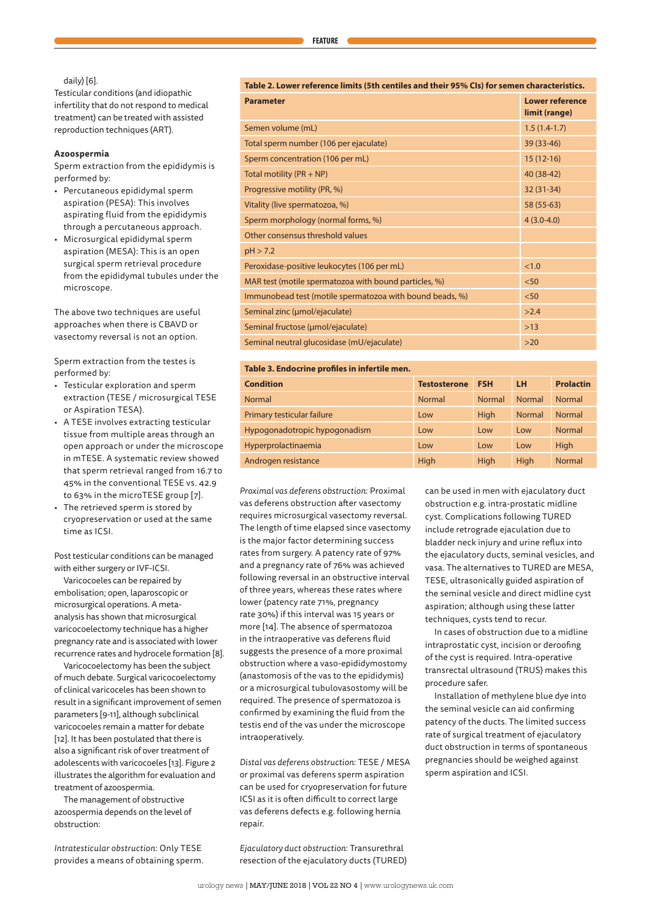daily) [6].

Testicular conditions (and idiopathic infertility that do not respond to medical treatment) can be treated with assisted reproduction techniques (ART).

**Azoospermia**

Sperm extraction from the epididymis is performed by:

- Percutaneous epididymal sperm aspiration (PESA): This involves aspirating fluid from the epididymis through a percutaneous approach.
- Microsurgical epididymal sperm aspiration (MESA): This is an open surgical sperm retrieval procedure from the epididymal tubules under the microscope.

The above two techniques are useful approaches when there is CBAVD or vasectomy reversal is not an option.

Sperm extraction from the testes is performed by:

- Testicular exploration and sperm extraction (TESE / microsurgical TESE or Aspiration TESA).
- A TESE involves extracting testicular tissue from multiple areas through an open approach or under the microscope in mTESE. A systematic review showed that sperm retrieval ranged from 16.7 to 45% in the conventional TESE vs. 42.9 to 63% in the microTESE group [7].
- The retrieved sperm is stored by cryopreservation or used at the same time as ICSI.

Post testicular conditions can be managed with either surgery or IVF-ICSI.

Varicoceles can be repaired by embolisation; open, laparoscopic or microsurgical operations. A meta-analysis has shown that microsurgical varicocoelectomy technique has a higher pregnancy rate and is associated with lower recurrence rates and hydrocele formation [8].

Varicocoelectomy has been the subject of much debate. Surgical varicocoelectomy of clinical varicoceles has been shown to result in a significant improvement of semen parameters [9-11], although subclinical varicocoeles remain a matter for debate [12]. It has been postulated that there is also a significant risk of over treatment of adolescents with varicocoeles [13]. Figure 2 illustrates the algorithm for evaluation and treatment of azoospermia.

The management of obstructive azoospermia depends on the level of obstruction:

*Intratesticular obstruction:* Only TESE provides a means of obtaining sperm.

**Table 2. Lower reference limits (5th centiles and their 95% CIs) for semen characteristics.**

| Parameter | Lower reference limit (range) |
|---|---|
| Semen volume (mL) | 1.5 (1.4-1.7) |
| Total sperm number (106 per ejaculate) | 39 (33-46) |
| Sperm concentration (106 per mL) | 15 (12-16) |
| Total motility (PR + NP) | 40 (38-42) |
| Progressive motility (PR, %) | 32 (31-34) |
| Vitality (live spermatozoa, %) | 58 (55-63) |
| Sperm morphology (normal forms, %) | 4 (3.0-4.0) |
| Other consensus threshold values | |
| pH > 7.2 | |
| Peroxidase-positive leukocytes (106 per mL) | <1.0 |
| MAR test (motile spermatozoa with bound particles, %) | <50 |
| Immunobead test (motile spermatozoa with bound beads, %) | <50 |
| Seminal zinc (µmol/ejaculate) | >2.4 |
| Seminal fructose (µmol/ejaculate) | >13 |
| Seminal neutral glucosidase (mU/ejaculate) | >20 |

**Table 3. Endocrine profiles in infertile men.**

| Condition | Testosterone | FSH | LH | Prolactin |
|---|---|---|---|---|
| Normal | Normal | Normal | Normal | Normal |
| Primary testicular failure | Low | High | Normal | Normal |
| Hypogonadotropic hypogonadism | Low | Low | Low | Normal |
| Hyperprolactinaemia | Low | Low | Low | High |
| Androgen resistance | High | High | High | Normal |

*Proximal vas deferens obstruction:* Proximal vas deferens obstruction after vasectomy requires microsurgical vasectomy reversal. The length of time elapsed since vasectomy is the major factor determining success rates from surgery. A patency rate of 97% and a pregnancy rate of 76% was achieved following reversal in an obstructive interval of three years, whereas these rates where lower (patency rate 71%, pregnancy rate 30%) if this interval was 15 years or more [14]. The absence of spermatozoa in the intraoperative vas deferens fluid suggests the presence of a more proximal obstruction where a vaso-epididymostomy (anastomosis of the vas to the epididymis) or a microsurgical tubulovasostomy will be required. The presence of spermatozoa is confirmed by examining the fluid from the testis end of the vas under the microscope intraoperatively.

*Distal vas deferens obstruction:* TESE / MESA or proximal vas deferens sperm aspiration can be used for cryopreservation for future ICSI as it is often difficult to correct large vas deferens defects e.g. following hernia repair.

*Ejaculatory duct obstruction:* Transurethral resection of the ejaculatory ducts (TURED) can be used in men with ejaculatory duct obstruction e.g. intra-prostatic midline cyst. Complications following TURED include retrograde ejaculation due to bladder neck injury and urine reflux into the ejaculatory ducts, seminal vesicles, and vasa. The alternatives to TURED are MESA, TESE, ultrasonically guided aspiration of the seminal vesicle and direct midline cyst aspiration; although using these latter techniques, cysts tend to recur.

In cases of obstruction due to a midline intraprostatic cyst, incision or deroofing of the cyst is required. Intra-operative transrectal ultrasound (TRUS) makes this procedure safer.

Installation of methylene blue dye into the seminal vesicle can aid confirming patency of the ducts. The limited success rate of surgical treatment of ejaculatory duct obstruction in terms of spontaneous pregnancies should be weighed against sperm aspiration and ICSI.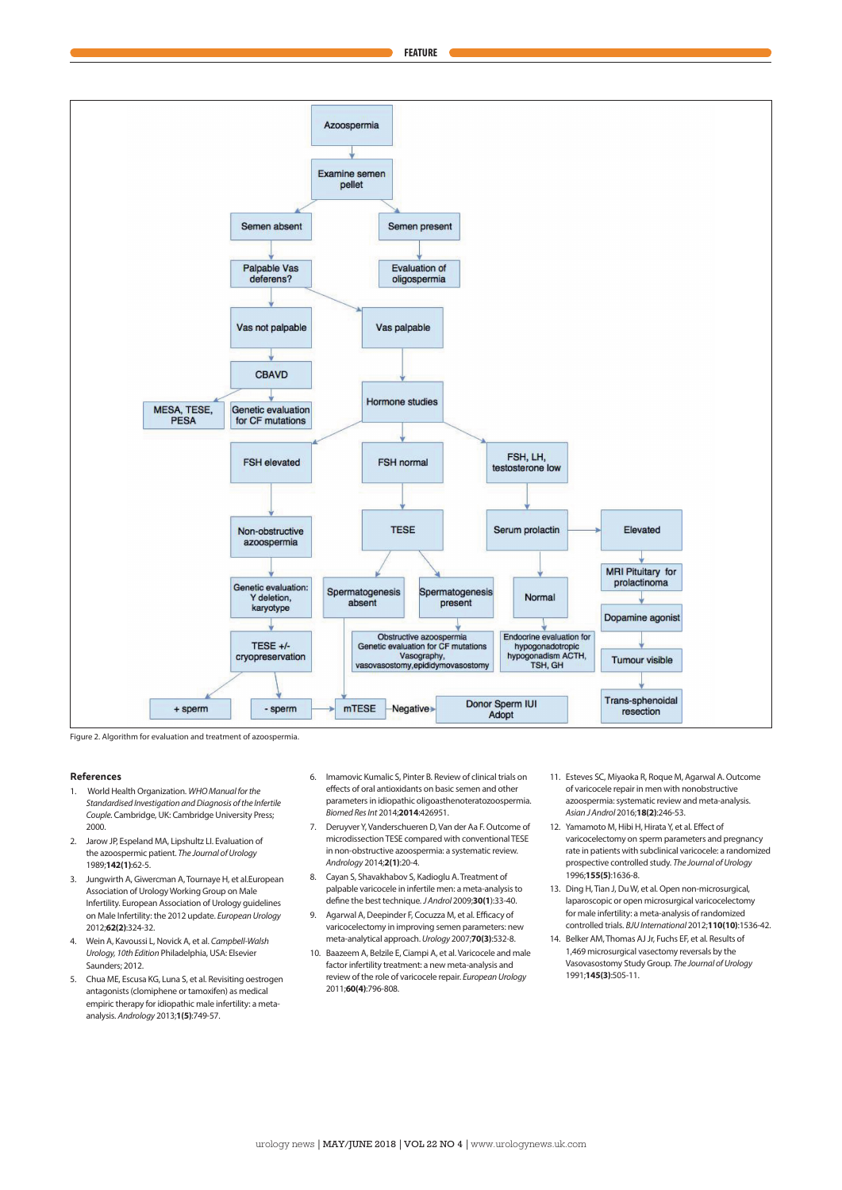- Azoospermia
  - Examine semen pellet
    - Semen absent
      - Palpable Vas deferens?
        - Vas not palpable
          - CBAVD
            - MESA, TESE, PESA
            - Genetic evaluation for CF mutations
        - Vas palpable
    - Semen present
      - Evaluation of oligospermia
- Vas palpable
  - Hormone studies
    - FSH elevated
      - Non-obstructive azoospermia
        - Genetic evaluation: Y deletion, karyotype
          - TESE +/- cryopreservation
            - + sperm
            - - sperm → mTESE → Negative → Donor Sperm IUI Adopt
    - FSH normal
      - TESE
        - Spermatogenesis absent → mTESE
        - Spermatogenesis present
          - Obstructive azoospermia Genetic evaluation for CF mutations Vasography, vasovasostomy,epididymovasostomy
    - FSH, LH, testosterone low
      - Serum prolactin
        - Normal
          - Endocrine evaluation for hypogonadotropic hypogonadism ACTH, TSH, GH
        - Elevated
          - MRI Pituitary for prolactinoma
            - Dopamine agonist
              - Tumour visible
                - Trans-sphenoidal resection

Figure 2. Algorithm for evaluation and treatment of azoospermia.

## References

1. World Health Organization. *WHO Manual for the Standardised Investigation and Diagnosis of the Infertile Couple.* Cambridge, UK: Cambridge University Press; 2000.
2. Jarow JP, Espeland MA, Lipshultz LI. Evaluation of the azoospermic patient. *The Journal of Urology* 1989;**142(1)**:62-5.
3. Jungwirth A, Giwercman A, Tournaye H, et al.European Association of Urology Working Group on Male Infertility. European Association of Urology guidelines on Male Infertility: the 2012 update. *European Urology* 2012;**62(2)**:324-32.
4. Wein A, Kavoussi L, Novick A, et al. *Campbell-Walsh Urology, 10th Edition* Philadelphia, USA: Elsevier Saunders; 2012.
5. Chua ME, Escusa KG, Luna S, et al. Revisiting oestrogen antagonists (clomiphene or tamoxifen) as medical empiric therapy for idiopathic male infertility: a meta-analysis. *Andrology* 2013;**1(5)**:749-57.
6. Imamovic Kumalic S, Pinter B. Review of clinical trials on effects of oral antioxidants on basic semen and other parameters in idiopathic oligoasthenoteratozoospermia. *Biomed Res Int* 2014;**2014**:426951.
7. Deruyver Y, Vanderschueren D, Van der Aa F. Outcome of microdissection TESE compared with conventional TESE in non-obstructive azoospermia: a systematic review. *Andrology* 2014;**2(1)**:20-4.
8. Cayan S, Shavakhabov S, Kadioglu A. Treatment of palpable varicocele in infertile men: a meta-analysis to define the best technique. *J Androl* 2009;**30(1)**:33-40.
9. Agarwal A, Deepinder F, Cocuzza M, et al. Efficacy of varicocelectomy in improving semen parameters: new meta-analytical approach. *Urology* 2007;**70(3)**:532-8.
10. Baazeem A, Belzile E, Ciampi A, et al. Varicocele and male factor infertility treatment: a new meta-analysis and review of the role of varicocele repair. *European Urology* 2011;**60(4)**:796-808.
11. Esteves SC, Miyaoka R, Roque M, Agarwal A. Outcome of varicocele repair in men with nonobstructive azoospermia: systematic review and meta-analysis. *Asian J Androl* 2016;**18(2)**:246-53.
12. Yamamoto M, Hibi H, Hirata Y, et al. Effect of varicocelectomy on sperm parameters and pregnancy rate in patients with subclinical varicocele: a randomized prospective controlled study. *The Journal of Urology* 1996;**155(5)**:1636-8.
13. Ding H, Tian J, Du W, et al. Open non-microsurgical, laparoscopic or open microsurgical varicocelectomy for male infertility: a meta-analysis of randomized controlled trials. *BJU International* 2012;**110(10)**:1536-42.
14. Belker AM, Thomas AJ Jr, Fuchs EF, et al. Results of 1,469 microsurgical vasectomy reversals by the Vasovasostomy Study Group. *The Journal of Urology* 1991;**145(3)**:505-11.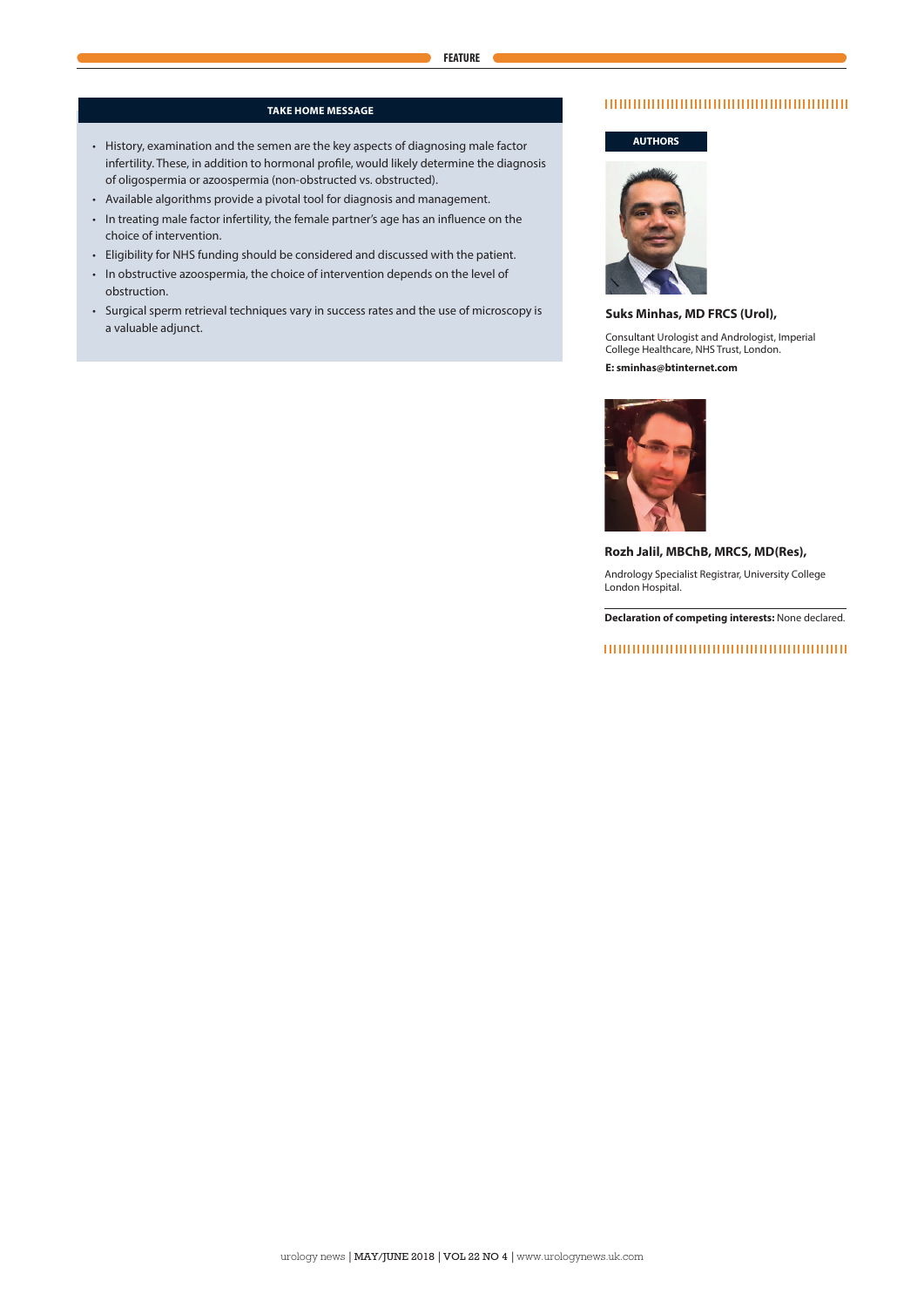## TAKE HOME MESSAGE

- History, examination and the semen are the key aspects of diagnosing male factor infertility. These, in addition to hormonal profile, would likely determine the diagnosis of oligospermia or azoospermia (non-obstructed vs. obstructed).
- Available algorithms provide a pivotal tool for diagnosis and management.
- In treating male factor infertility, the female partner's age has an influence on the choice of intervention.
- Eligibility for NHS funding should be considered and discussed with the patient.
- In obstructive azoospermia, the choice of intervention depends on the level of obstruction.
- Surgical sperm retrieval techniques vary in success rates and the use of microscopy is a valuable adjunct.

## AUTHORS

**Suks Minhas, MD FRCS (Urol),**

Consultant Urologist and Andrologist, Imperial College Healthcare, NHS Trust, London.

**E: sminhas@btinternet.com**

**Rozh Jalil, MBChB, MRCS, MD(Res),**

Andrology Specialist Registrar, University College London Hospital.

**Declaration of competing interests:** None declared.